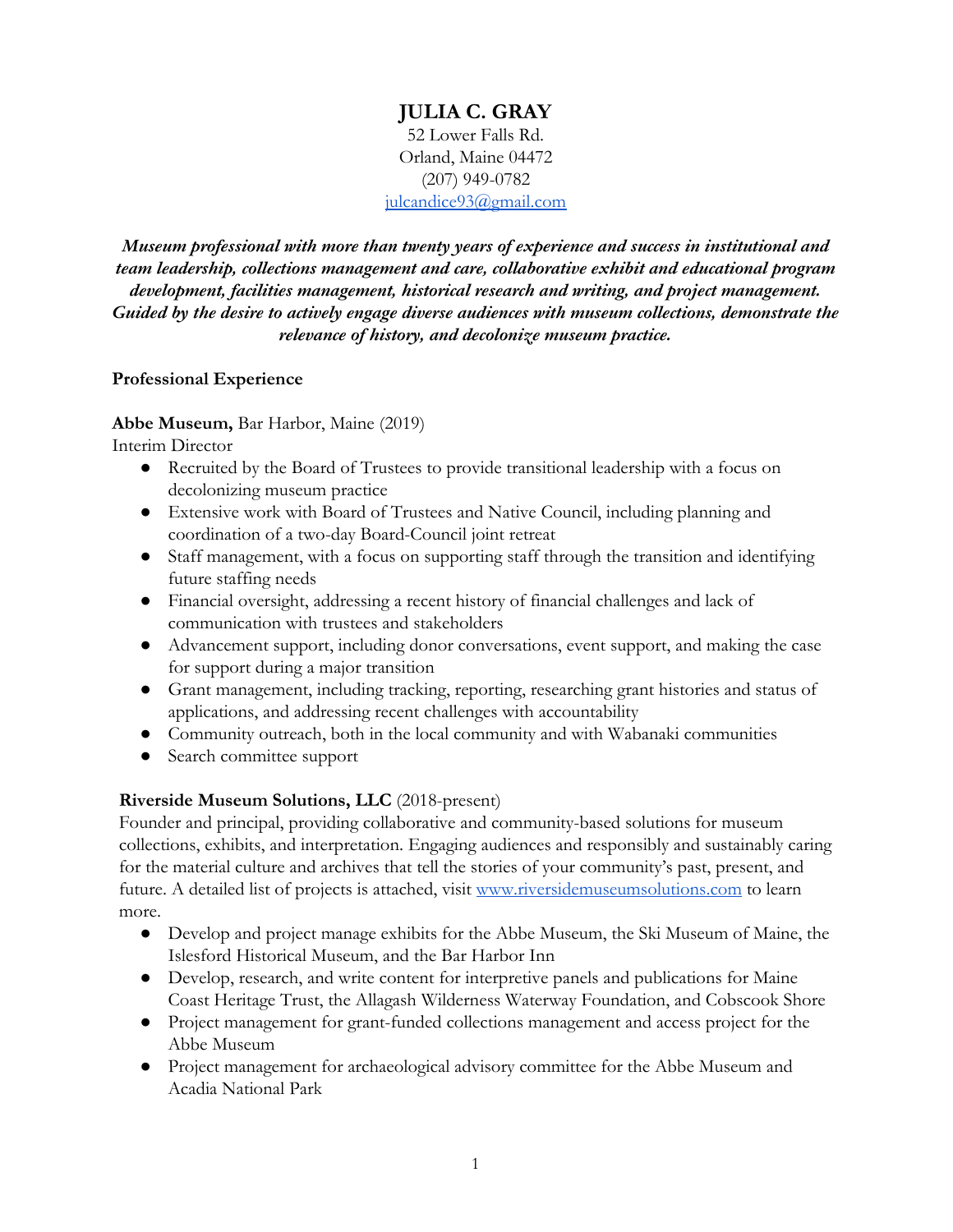# JULIA C. GRAY

52 Lower Falls Rd.
Orland, Maine 04472
(207) 949-0782
julcandice93@gmail.com

***Museum professional with more than twenty years of experience and success in institutional and team leadership, collections management and care, collaborative exhibit and educational program development, facilities management, historical research and writing, and project management. Guided by the desire to actively engage diverse audiences with museum collections, demonstrate the relevance of history, and decolonize museum practice.***

## Professional Experience

**Abbe Museum,** Bar Harbor, Maine (2019)
Interim Director

- Recruited by the Board of Trustees to provide transitional leadership with a focus on decolonizing museum practice
- Extensive work with Board of Trustees and Native Council, including planning and coordination of a two-day Board-Council joint retreat
- Staff management, with a focus on supporting staff through the transition and identifying future staffing needs
- Financial oversight, addressing a recent history of financial challenges and lack of communication with trustees and stakeholders
- Advancement support, including donor conversations, event support, and making the case for support during a major transition
- Grant management, including tracking, reporting, researching grant histories and status of applications, and addressing recent challenges with accountability
- Community outreach, both in the local community and with Wabanaki communities
- Search committee support

**Riverside Museum Solutions, LLC** (2018-present)
Founder and principal, providing collaborative and community-based solutions for museum collections, exhibits, and interpretation. Engaging audiences and responsibly and sustainably caring for the material culture and archives that tell the stories of your community's past, present, and future. A detailed list of projects is attached, visit www.riversidemuseumsolutions.com to learn more.

- Develop and project manage exhibits for the Abbe Museum, the Ski Museum of Maine, the Islesford Historical Museum, and the Bar Harbor Inn
- Develop, research, and write content for interpretive panels and publications for Maine Coast Heritage Trust, the Allagash Wilderness Waterway Foundation, and Cobscook Shore
- Project management for grant-funded collections management and access project for the Abbe Museum
- Project management for archaeological advisory committee for the Abbe Museum and Acadia National Park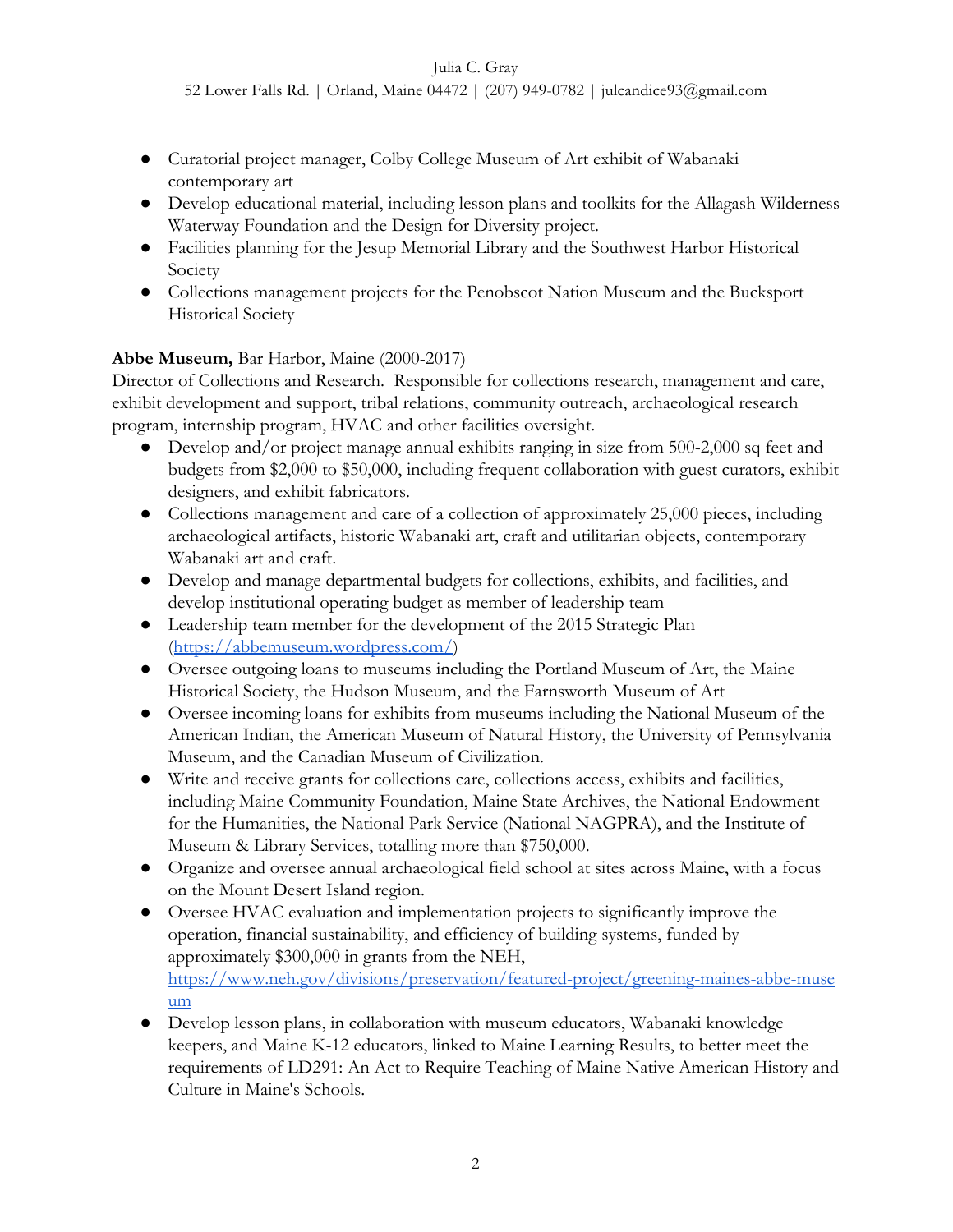Julia C. Gray

52 Lower Falls Rd. | Orland, Maine 04472 | (207) 949-0782 | julcandice93@gmail.com

- Curatorial project manager, Colby College Museum of Art exhibit of Wabanaki contemporary art
- Develop educational material, including lesson plans and toolkits for the Allagash Wilderness Waterway Foundation and the Design for Diversity project.
- Facilities planning for the Jesup Memorial Library and the Southwest Harbor Historical Society
- Collections management projects for the Penobscot Nation Museum and the Bucksport Historical Society

**Abbe Museum,** Bar Harbor, Maine (2000-2017)

Director of Collections and Research. Responsible for collections research, management and care, exhibit development and support, tribal relations, community outreach, archaeological research program, internship program, HVAC and other facilities oversight.

- Develop and/or project manage annual exhibits ranging in size from 500-2,000 sq feet and budgets from $2,000 to $50,000, including frequent collaboration with guest curators, exhibit designers, and exhibit fabricators.
- Collections management and care of a collection of approximately 25,000 pieces, including archaeological artifacts, historic Wabanaki art, craft and utilitarian objects, contemporary Wabanaki art and craft.
- Develop and manage departmental budgets for collections, exhibits, and facilities, and develop institutional operating budget as member of leadership team
- Leadership team member for the development of the 2015 Strategic Plan ([https://abbemuseum.wordpress.com/](https://abbemuseum.wordpress.com/))
- Oversee outgoing loans to museums including the Portland Museum of Art, the Maine Historical Society, the Hudson Museum, and the Farnsworth Museum of Art
- Oversee incoming loans for exhibits from museums including the National Museum of the American Indian, the American Museum of Natural History, the University of Pennsylvania Museum, and the Canadian Museum of Civilization.
- Write and receive grants for collections care, collections access, exhibits and facilities, including Maine Community Foundation, Maine State Archives, the National Endowment for the Humanities, the National Park Service (National NAGPRA), and the Institute of Museum & Library Services, totalling more than $750,000.
- Organize and oversee annual archaeological field school at sites across Maine, with a focus on the Mount Desert Island region.
- Oversee HVAC evaluation and implementation projects to significantly improve the operation, financial sustainability, and efficiency of building systems, funded by approximately $300,000 in grants from the NEH, [https://www.neh.gov/divisions/preservation/featured-project/greening-maines-abbe-museum](https://www.neh.gov/divisions/preservation/featured-project/greening-maines-abbe-museum)
- Develop lesson plans, in collaboration with museum educators, Wabanaki knowledge keepers, and Maine K-12 educators, linked to Maine Learning Results, to better meet the requirements of LD291: An Act to Require Teaching of Maine Native American History and Culture in Maine's Schools.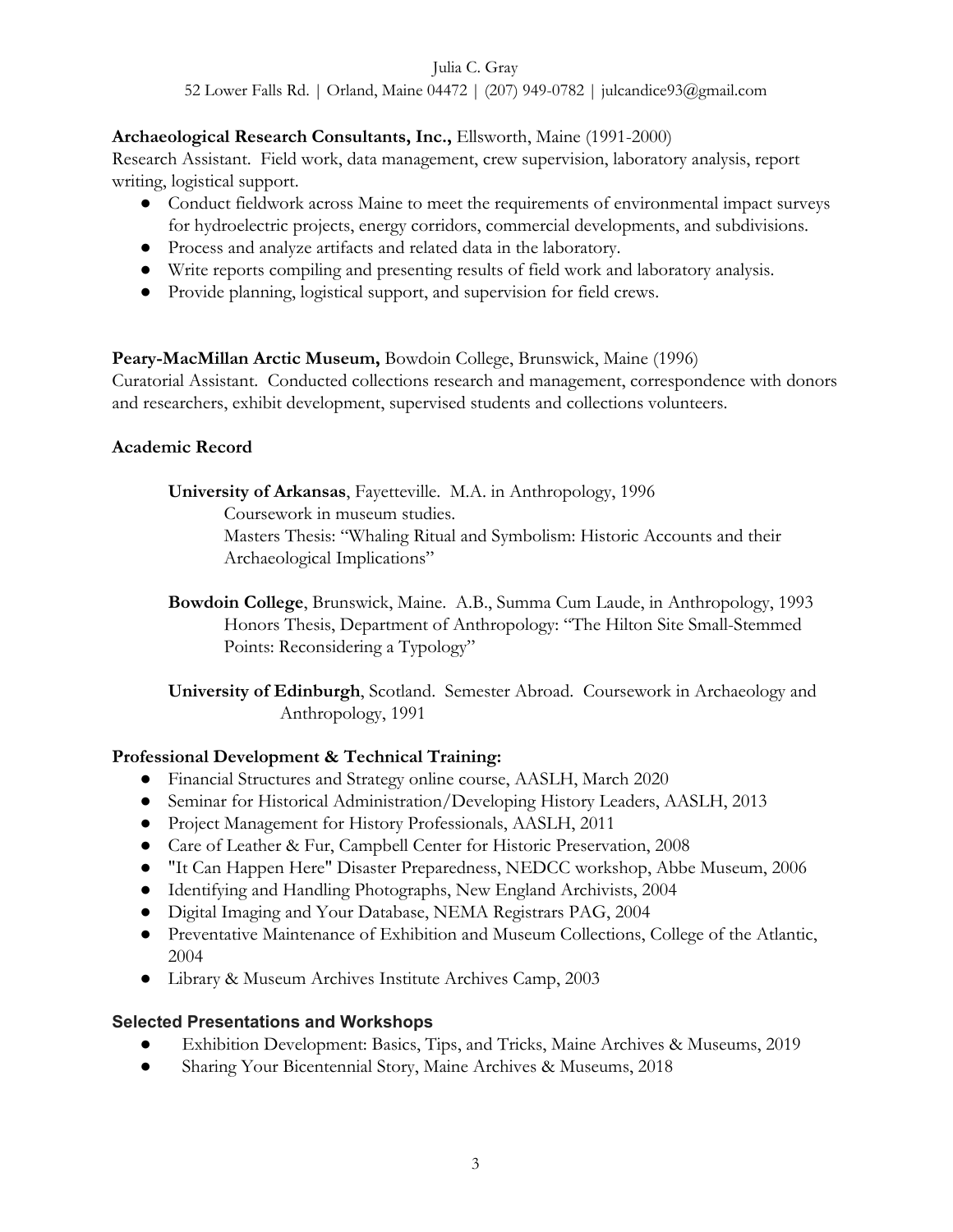Julia C. Gray
52 Lower Falls Rd. | Orland, Maine 04472 | (207) 949-0782 | julcandice93@gmail.com

**Archaeological Research Consultants, Inc.,** Ellsworth, Maine (1991-2000)
Research Assistant. Field work, data management, crew supervision, laboratory analysis, report writing, logistical support.

- Conduct fieldwork across Maine to meet the requirements of environmental impact surveys for hydroelectric projects, energy corridors, commercial developments, and subdivisions.
- Process and analyze artifacts and related data in the laboratory.
- Write reports compiling and presenting results of field work and laboratory analysis.
- Provide planning, logistical support, and supervision for field crews.

**Peary-MacMillan Arctic Museum,** Bowdoin College, Brunswick, Maine (1996)
Curatorial Assistant. Conducted collections research and management, correspondence with donors and researchers, exhibit development, supervised students and collections volunteers.

## Academic Record

**University of Arkansas**, Fayetteville. M.A. in Anthropology, 1996
Coursework in museum studies.
Masters Thesis: "Whaling Ritual and Symbolism: Historic Accounts and their Archaeological Implications"

**Bowdoin College**, Brunswick, Maine. A.B., Summa Cum Laude, in Anthropology, 1993
Honors Thesis, Department of Anthropology: "The Hilton Site Small-Stemmed Points: Reconsidering a Typology"

**University of Edinburgh**, Scotland. Semester Abroad. Coursework in Archaeology and Anthropology, 1991

## Professional Development & Technical Training:

- Financial Structures and Strategy online course, AASLH, March 2020
- Seminar for Historical Administration/Developing History Leaders, AASLH, 2013
- Project Management for History Professionals, AASLH, 2011
- Care of Leather & Fur, Campbell Center for Historic Preservation, 2008
- "It Can Happen Here" Disaster Preparedness, NEDCC workshop, Abbe Museum, 2006
- Identifying and Handling Photographs, New England Archivists, 2004
- Digital Imaging and Your Database, NEMA Registrars PAG, 2004
- Preventative Maintenance of Exhibition and Museum Collections, College of the Atlantic, 2004
- Library & Museum Archives Institute Archives Camp, 2003

## Selected Presentations and Workshops

- Exhibition Development: Basics, Tips, and Tricks, Maine Archives & Museums, 2019
- Sharing Your Bicentennial Story, Maine Archives & Museums, 2018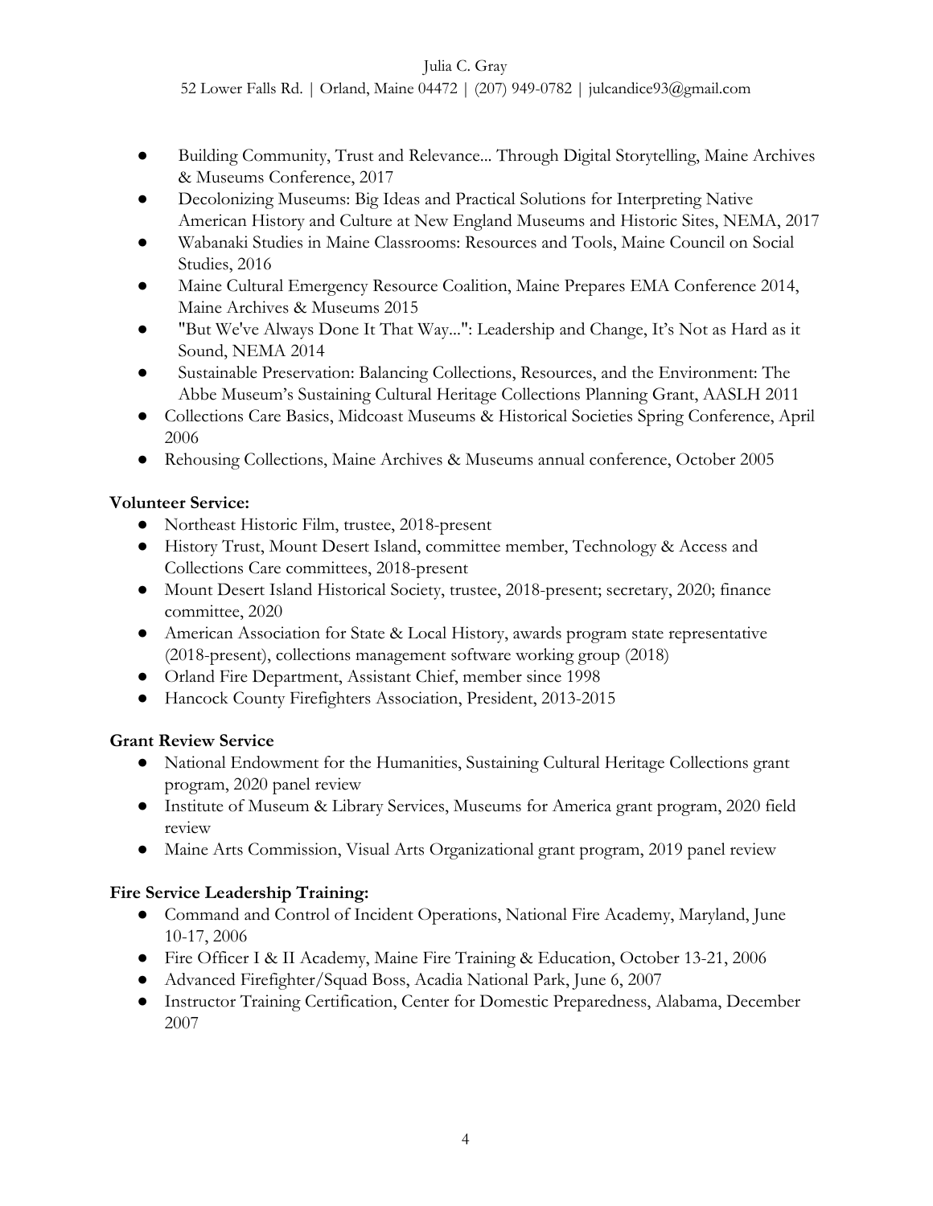- Building Community, Trust and Relevance... Through Digital Storytelling, Maine Archives & Museums Conference, 2017
- Decolonizing Museums: Big Ideas and Practical Solutions for Interpreting Native American History and Culture at New England Museums and Historic Sites, NEMA, 2017
- Wabanaki Studies in Maine Classrooms: Resources and Tools, Maine Council on Social Studies, 2016
- Maine Cultural Emergency Resource Coalition, Maine Prepares EMA Conference 2014, Maine Archives & Museums 2015
- "But We've Always Done It That Way...": Leadership and Change, It's Not as Hard as it Sound, NEMA 2014
- Sustainable Preservation: Balancing Collections, Resources, and the Environment: The Abbe Museum's Sustaining Cultural Heritage Collections Planning Grant, AASLH 2011
- Collections Care Basics, Midcoast Museums & Historical Societies Spring Conference, April 2006
- Rehousing Collections, Maine Archives & Museums annual conference, October 2005

**Volunteer Service:**

- Northeast Historic Film, trustee, 2018-present
- History Trust, Mount Desert Island, committee member, Technology & Access and Collections Care committees, 2018-present
- Mount Desert Island Historical Society, trustee, 2018-present; secretary, 2020; finance committee, 2020
- American Association for State & Local History, awards program state representative (2018-present), collections management software working group (2018)
- Orland Fire Department, Assistant Chief, member since 1998
- Hancock County Firefighters Association, President, 2013-2015

**Grant Review Service**

- National Endowment for the Humanities, Sustaining Cultural Heritage Collections grant program, 2020 panel review
- Institute of Museum & Library Services, Museums for America grant program, 2020 field review
- Maine Arts Commission, Visual Arts Organizational grant program, 2019 panel review

**Fire Service Leadership Training:**

- Command and Control of Incident Operations, National Fire Academy, Maryland, June 10-17, 2006
- Fire Officer I & II Academy, Maine Fire Training & Education, October 13-21, 2006
- Advanced Firefighter/Squad Boss, Acadia National Park, June 6, 2007
- Instructor Training Certification, Center for Domestic Preparedness, Alabama, December 2007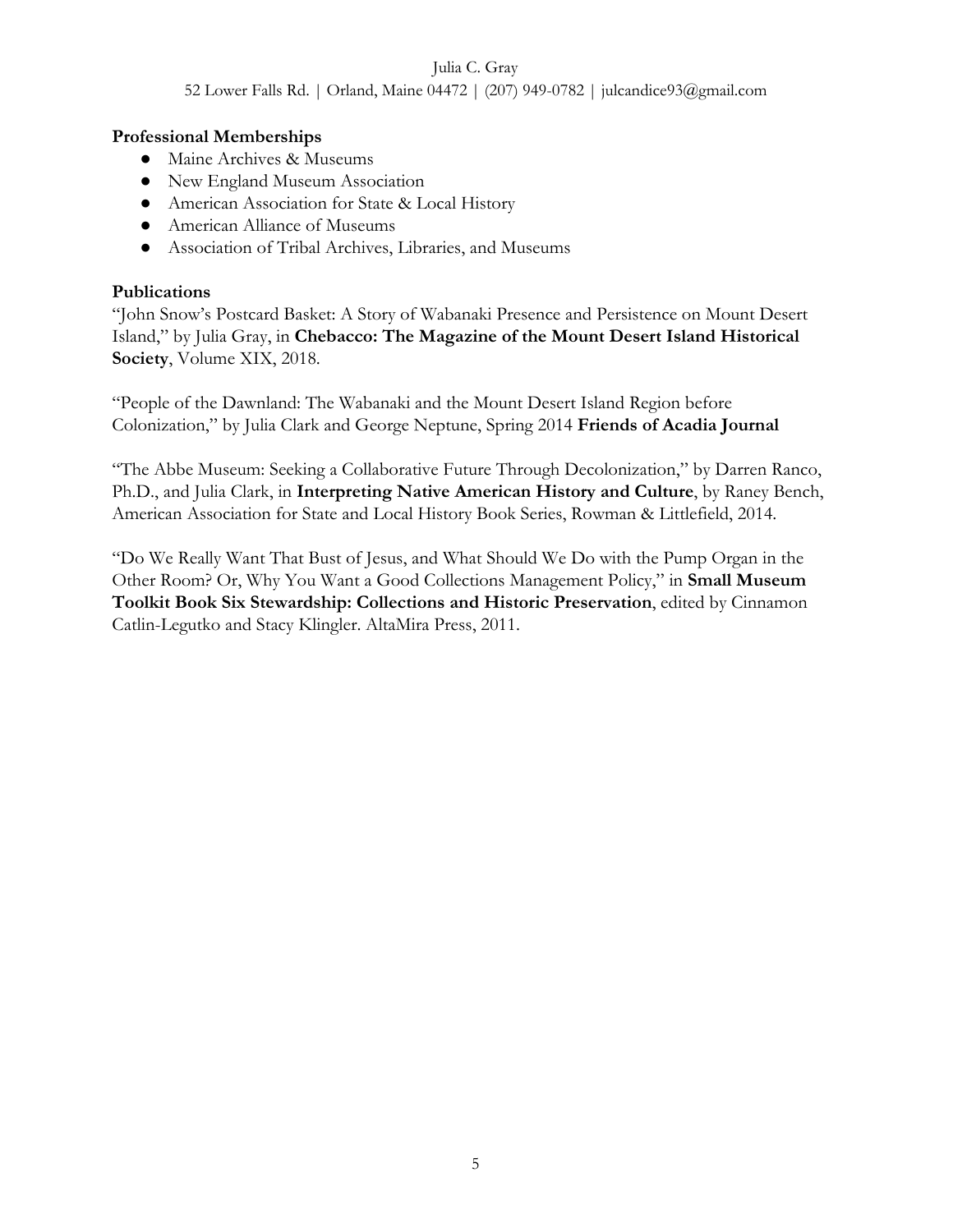## Professional Memberships

- Maine Archives & Museums
- New England Museum Association
- American Association for State & Local History
- American Alliance of Museums
- Association of Tribal Archives, Libraries, and Museums

## Publications

"John Snow's Postcard Basket: A Story of Wabanaki Presence and Persistence on Mount Desert Island," by Julia Gray, in **Chebacco: The Magazine of the Mount Desert Island Historical Society**, Volume XIX, 2018.

"People of the Dawnland: The Wabanaki and the Mount Desert Island Region before Colonization," by Julia Clark and George Neptune, Spring 2014 **Friends of Acadia Journal**

"The Abbe Museum: Seeking a Collaborative Future Through Decolonization," by Darren Ranco, Ph.D., and Julia Clark, in **Interpreting Native American History and Culture**, by Raney Bench, American Association for State and Local History Book Series, Rowman & Littlefield, 2014.

"Do We Really Want That Bust of Jesus, and What Should We Do with the Pump Organ in the Other Room? Or, Why You Want a Good Collections Management Policy," in **Small Museum Toolkit Book Six Stewardship: Collections and Historic Preservation**, edited by Cinnamon Catlin-Legutko and Stacy Klingler. AltaMira Press, 2011.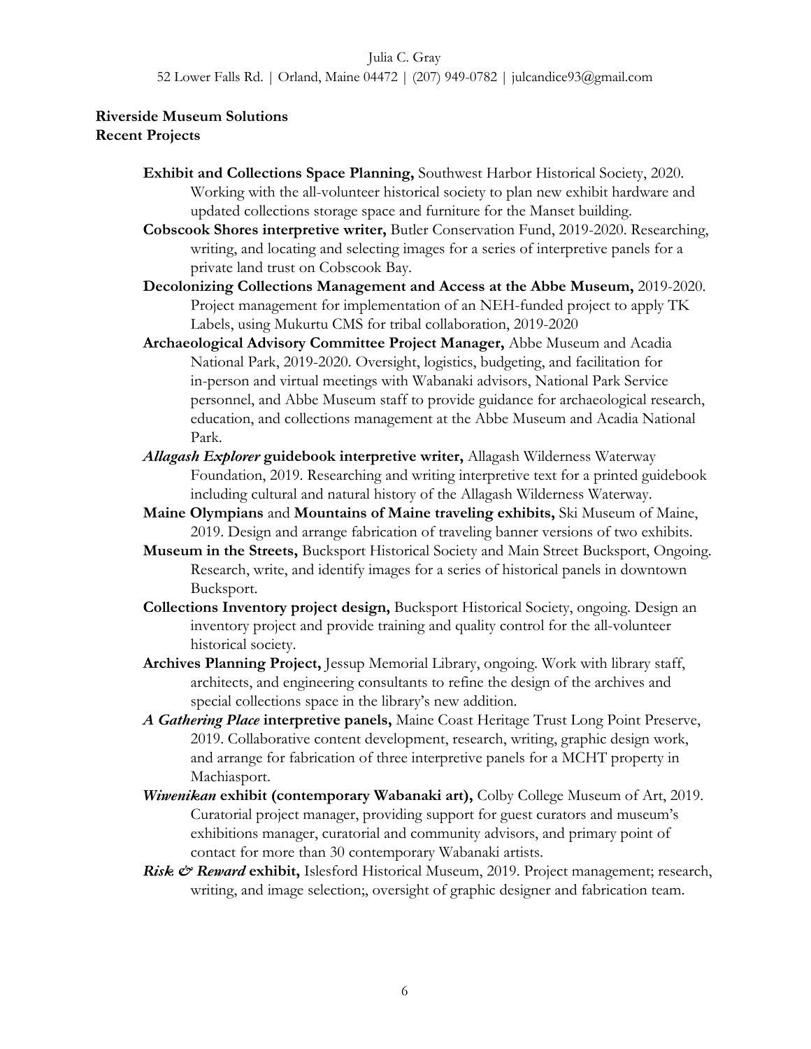Julia C. Gray

52 Lower Falls Rd. | Orland, Maine 04472 | (207) 949-0782 | julcandice93@gmail.com

**Riverside Museum Solutions**
**Recent Projects**

**Exhibit and Collections Space Planning,** Southwest Harbor Historical Society, 2020. Working with the all-volunteer historical society to plan new exhibit hardware and updated collections storage space and furniture for the Manset building.

**Cobscook Shores interpretive writer,** Butler Conservation Fund, 2019-2020. Researching, writing, and locating and selecting images for a series of interpretive panels for a private land trust on Cobscook Bay.

**Decolonizing Collections Management and Access at the Abbe Museum,** 2019-2020. Project management for implementation of an NEH-funded project to apply TK Labels, using Mukurtu CMS for tribal collaboration, 2019-2020

**Archaeological Advisory Committee Project Manager,** Abbe Museum and Acadia National Park, 2019-2020. Oversight, logistics, budgeting, and facilitation for in-person and virtual meetings with Wabanaki advisors, National Park Service personnel, and Abbe Museum staff to provide guidance for archaeological research, education, and collections management at the Abbe Museum and Acadia National Park.

***Allagash Explorer* guidebook interpretive writer,** Allagash Wilderness Waterway Foundation, 2019. Researching and writing interpretive text for a printed guidebook including cultural and natural history of the Allagash Wilderness Waterway.

**Maine Olympians** and **Mountains of Maine traveling exhibits,** Ski Museum of Maine, 2019. Design and arrange fabrication of traveling banner versions of two exhibits.

**Museum in the Streets,** Bucksport Historical Society and Main Street Bucksport, Ongoing. Research, write, and identify images for a series of historical panels in downtown Bucksport.

**Collections Inventory project design,** Bucksport Historical Society, ongoing. Design an inventory project and provide training and quality control for the all-volunteer historical society.

**Archives Planning Project,** Jessup Memorial Library, ongoing. Work with library staff, architects, and engineering consultants to refine the design of the archives and special collections space in the library's new addition.

***A Gathering Place* interpretive panels,** Maine Coast Heritage Trust Long Point Preserve, 2019. Collaborative content development, research, writing, graphic design work, and arrange for fabrication of three interpretive panels for a MCHT property in Machiasport.

***Wiwenikan* exhibit (contemporary Wabanaki art),** Colby College Museum of Art, 2019. Curatorial project manager, providing support for guest curators and museum's exhibitions manager, curatorial and community advisors, and primary point of contact for more than 30 contemporary Wabanaki artists.

***Risk & Reward* exhibit,** Islesford Historical Museum, 2019. Project management; research, writing, and image selection;, oversight of graphic designer and fabrication team.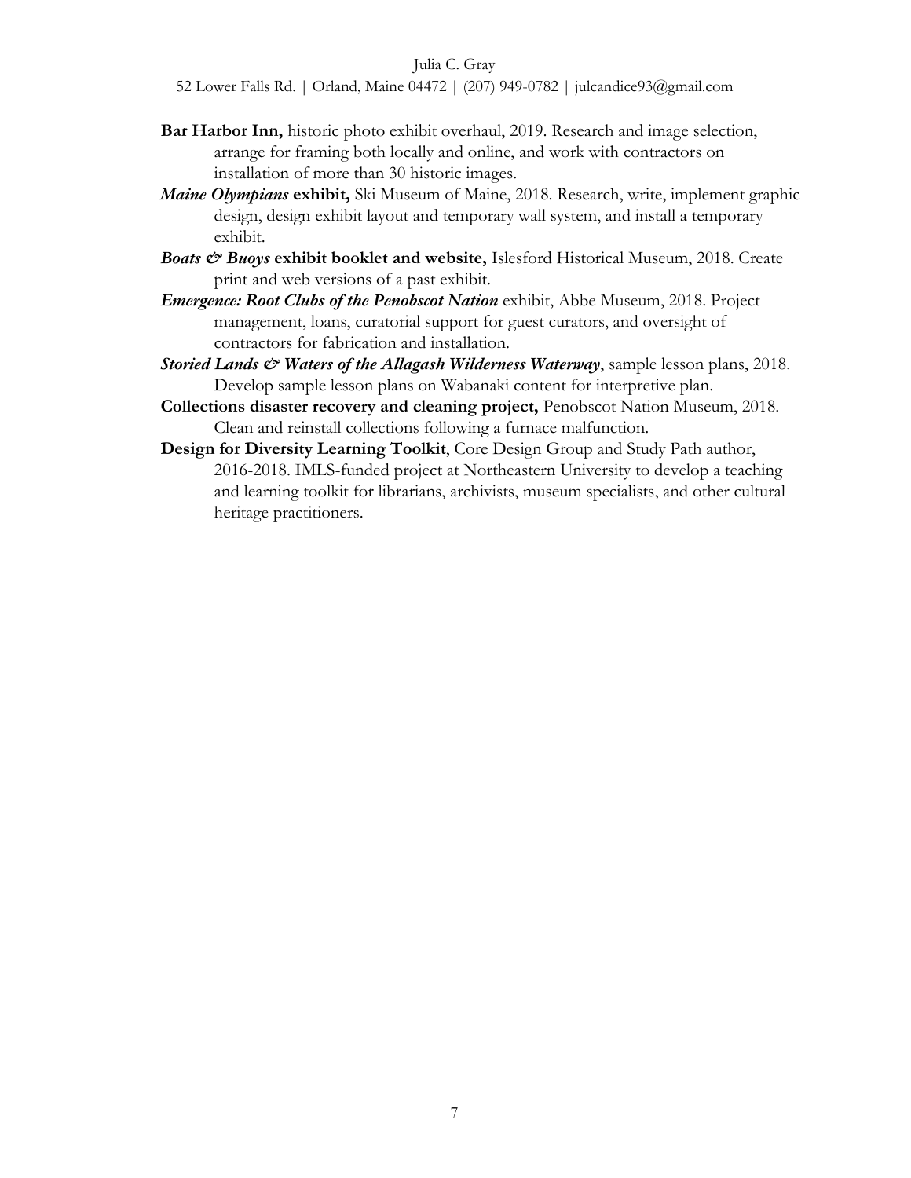**Bar Harbor Inn,** historic photo exhibit overhaul, 2019. Research and image selection, arrange for framing both locally and online, and work with contractors on installation of more than 30 historic images.

***Maine Olympians* exhibit,** Ski Museum of Maine, 2018. Research, write, implement graphic design, design exhibit layout and temporary wall system, and install a temporary exhibit.

***Boats & Buoys* exhibit booklet and website,** Islesford Historical Museum, 2018. Create print and web versions of a past exhibit.

***Emergence: Root Clubs of the Penobscot Nation*** exhibit, Abbe Museum, 2018. Project management, loans, curatorial support for guest curators, and oversight of contractors for fabrication and installation.

***Storied Lands & Waters of the Allagash Wilderness Waterway***, sample lesson plans, 2018. Develop sample lesson plans on Wabanaki content for interpretive plan.

**Collections disaster recovery and cleaning project,** Penobscot Nation Museum, 2018. Clean and reinstall collections following a furnace malfunction.

**Design for Diversity Learning Toolkit**, Core Design Group and Study Path author, 2016-2018. IMLS-funded project at Northeastern University to develop a teaching and learning toolkit for librarians, archivists, museum specialists, and other cultural heritage practitioners.